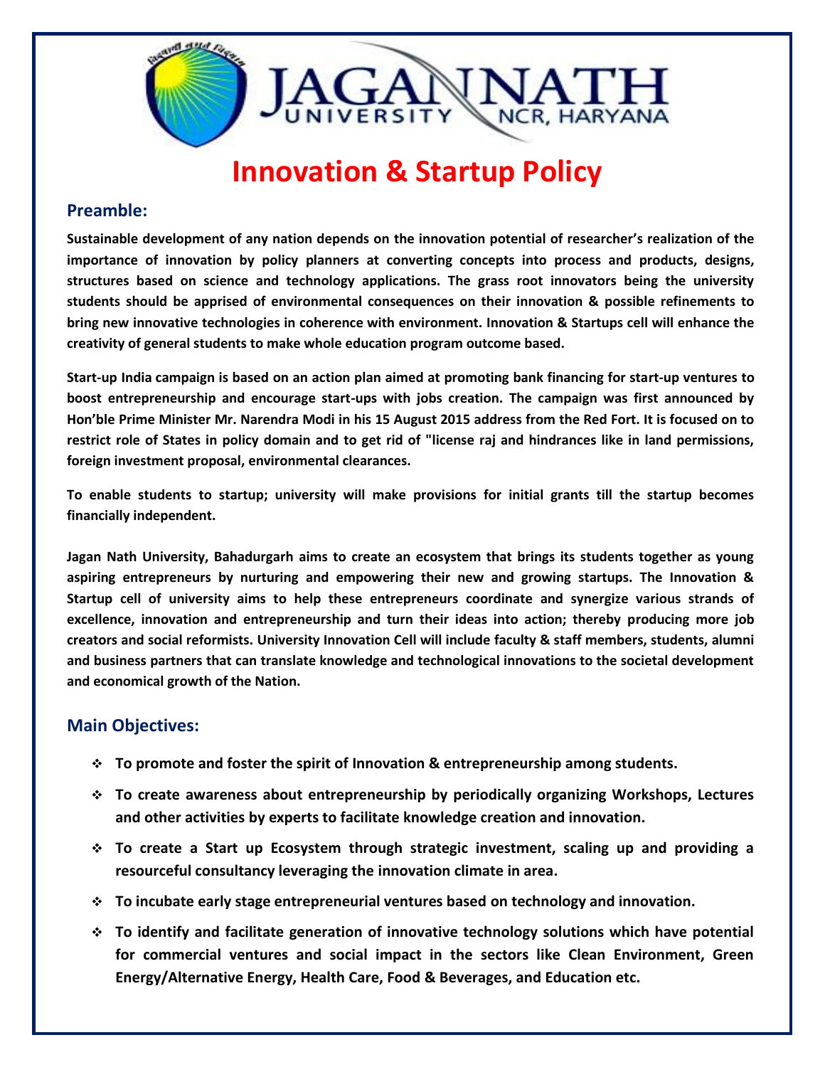# JAGANNATH UNIVERSITY NCR, HARYANA

# Innovation & Startup Policy

## Preamble:

**Sustainable development of any nation depends on the innovation potential of researcher's realization of the importance of innovation by policy planners at converting concepts into process and products, designs, structures based on science and technology applications. The grass root innovators being the university students should be apprised of environmental consequences on their innovation & possible refinements to bring new innovative technologies in coherence with environment. Innovation & Startups cell will enhance the creativity of general students to make whole education program outcome based.**

**Start-up India campaign is based on an action plan aimed at promoting bank financing for start-up ventures to boost entrepreneurship and encourage start-ups with jobs creation. The campaign was first announced by Hon'ble Prime Minister Mr. Narendra Modi in his 15 August 2015 address from the Red Fort. It is focused on to restrict role of States in policy domain and to get rid of "license raj and hindrances like in land permissions, foreign investment proposal, environmental clearances.**

**To enable students to startup; university will make provisions for initial grants till the startup becomes financially independent.**

**Jagan Nath University, Bahadurgarh aims to create an ecosystem that brings its students together as young aspiring entrepreneurs by nurturing and empowering their new and growing startups. The Innovation & Startup cell of university aims to help these entrepreneurs coordinate and synergize various strands of excellence, innovation and entrepreneurship and turn their ideas into action; thereby producing more job creators and social reformists. University Innovation Cell will include faculty & staff members, students, alumni and business partners that can translate knowledge and technological innovations to the societal development and economical growth of the Nation.**

## Main Objectives:

- **To promote and foster the spirit of Innovation & entrepreneurship among students.**
- **To create awareness about entrepreneurship by periodically organizing Workshops, Lectures and other activities by experts to facilitate knowledge creation and innovation.**
- **To create a Start up Ecosystem through strategic investment, scaling up and providing a resourceful consultancy leveraging the innovation climate in area.**
- **To incubate early stage entrepreneurial ventures based on technology and innovation.**
- **To identify and facilitate generation of innovative technology solutions which have potential for commercial ventures and social impact in the sectors like Clean Environment, Green Energy/Alternative Energy, Health Care, Food & Beverages, and Education etc.**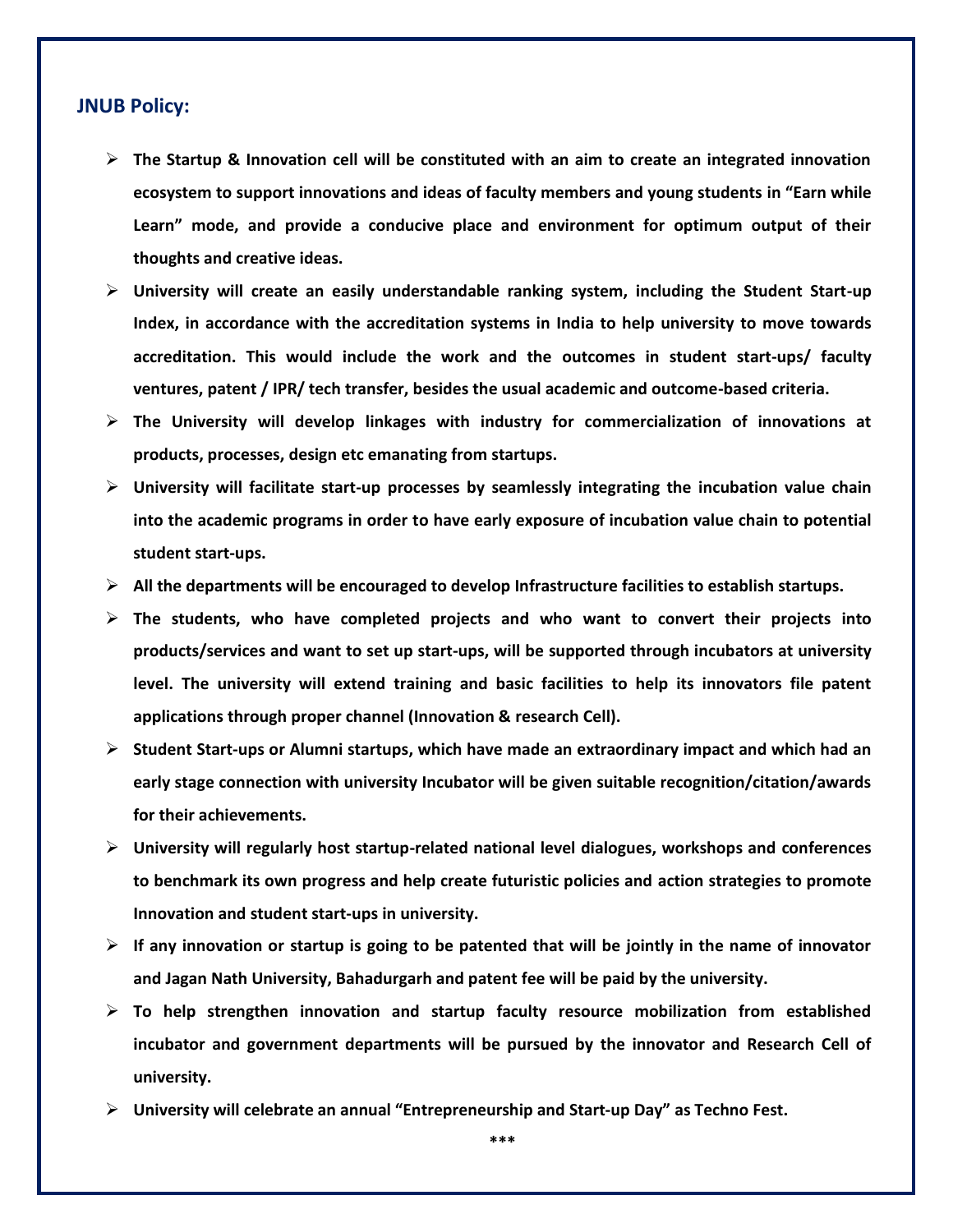## JNUB Policy:

- **The Startup & Innovation cell will be constituted with an aim to create an integrated innovation ecosystem to support innovations and ideas of faculty members and young students in "Earn while Learn" mode, and provide a conducive place and environment for optimum output of their thoughts and creative ideas.**
- **University will create an easily understandable ranking system, including the Student Start-up Index, in accordance with the accreditation systems in India to help university to move towards accreditation. This would include the work and the outcomes in student start-ups/ faculty ventures, patent / IPR/ tech transfer, besides the usual academic and outcome-based criteria.**
- **The University will develop linkages with industry for commercialization of innovations at products, processes, design etc emanating from startups.**
- **University will facilitate start-up processes by seamlessly integrating the incubation value chain into the academic programs in order to have early exposure of incubation value chain to potential student start-ups.**
- **All the departments will be encouraged to develop Infrastructure facilities to establish startups.**
- **The students, who have completed projects and who want to convert their projects into products/services and want to set up start-ups, will be supported through incubators at university level. The university will extend training and basic facilities to help its innovators file patent applications through proper channel (Innovation & research Cell).**
- **Student Start-ups or Alumni startups, which have made an extraordinary impact and which had an early stage connection with university Incubator will be given suitable recognition/citation/awards for their achievements.**
- **University will regularly host startup-related national level dialogues, workshops and conferences to benchmark its own progress and help create futuristic policies and action strategies to promote Innovation and student start-ups in university.**
- **If any innovation or startup is going to be patented that will be jointly in the name of innovator and Jagan Nath University, Bahadurgarh and patent fee will be paid by the university.**
- **To help strengthen innovation and startup faculty resource mobilization from established incubator and government departments will be pursued by the innovator and Research Cell of university.**
- **University will celebrate an annual "Entrepreneurship and Start-up Day" as Techno Fest.**

***